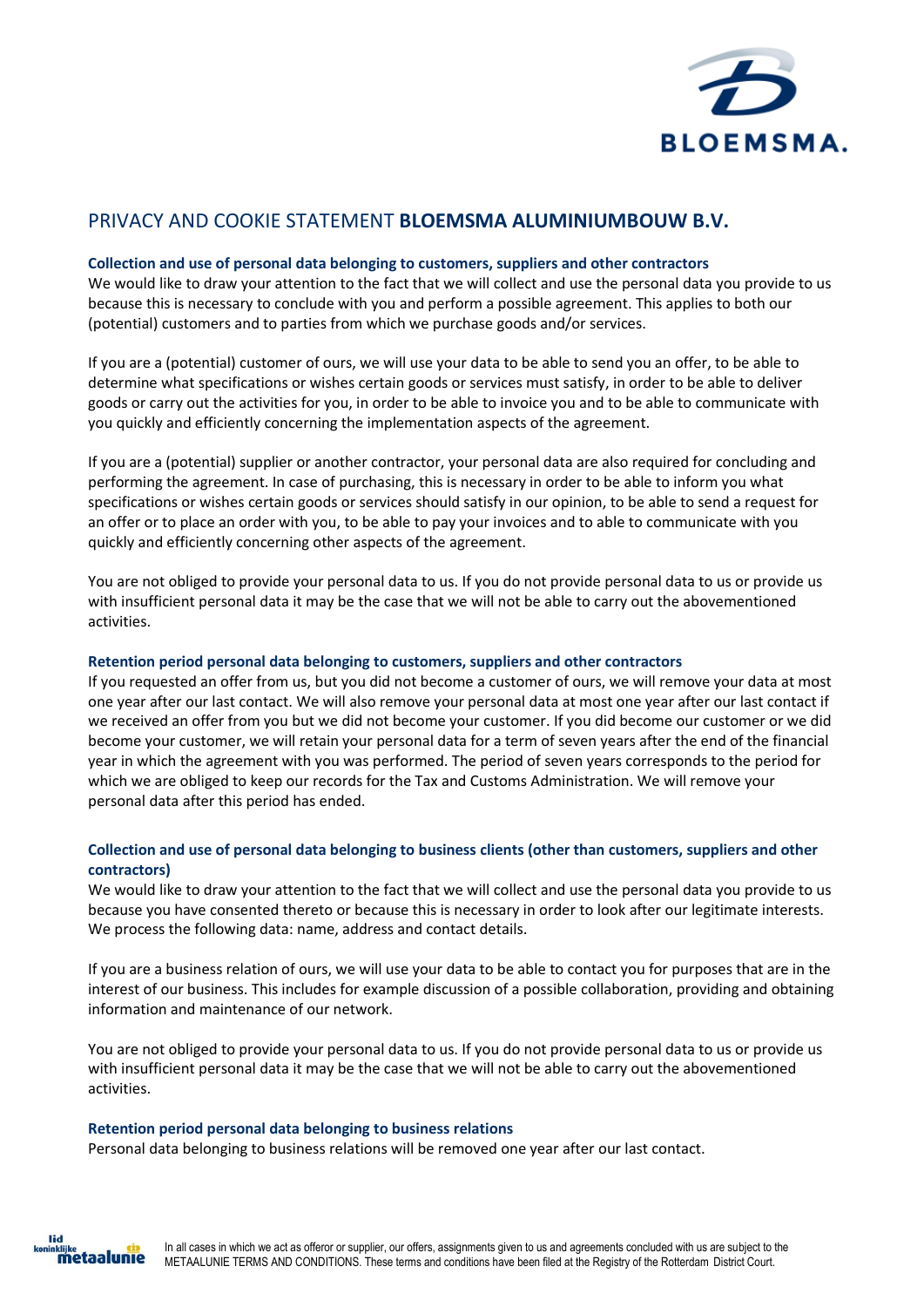# PRIVACY AND COOKIE STATEMENT **BLOEMSMA ALUMINIUMBOUW B.V.**

### Collection and use of personal data belonging to customers, suppliers and other contractors

We would like to draw your attention to the fact that we will collect and use the personal data you provide to us because this is necessary to conclude with you and perform a possible agreement. This applies to both our (potential) customers and to parties from which we purchase goods and/or services.

If you are a (potential) customer of ours, we will use your data to be able to send you an offer, to be able to determine what specifications or wishes certain goods or services must satisfy, in order to be able to deliver goods or carry out the activities for you, in order to be able to invoice you and to be able to communicate with you quickly and efficiently concerning the implementation aspects of the agreement.

If you are a (potential) supplier or another contractor, your personal data are also required for concluding and performing the agreement. In case of purchasing, this is necessary in order to be able to inform you what specifications or wishes certain goods or services should satisfy in our opinion, to be able to send a request for an offer or to place an order with you, to be able to pay your invoices and to able to communicate with you quickly and efficiently concerning other aspects of the agreement.

You are not obliged to provide your personal data to us. If you do not provide personal data to us or provide us with insufficient personal data it may be the case that we will not be able to carry out the abovementioned activities.

### Retention period personal data belonging to customers, suppliers and other contractors

If you requested an offer from us, but you did not become a customer of ours, we will remove your data at most one year after our last contact. We will also remove your personal data at most one year after our last contact if we received an offer from you but we did not become your customer. If you did become our customer or we did become your customer, we will retain your personal data for a term of seven years after the end of the financial year in which the agreement with you was performed. The period of seven years corresponds to the period for which we are obliged to keep our records for the Tax and Customs Administration. We will remove your personal data after this period has ended.

### Collection and use of personal data belonging to business clients (other than customers, suppliers and other contractors)

We would like to draw your attention to the fact that we will collect and use the personal data you provide to us because you have consented thereto or because this is necessary in order to look after our legitimate interests. We process the following data: name, address and contact details.

If you are a business relation of ours, we will use your data to be able to contact you for purposes that are in the interest of our business. This includes for example discussion of a possible collaboration, providing and obtaining information and maintenance of our network.

You are not obliged to provide your personal data to us. If you do not provide personal data to us or provide us with insufficient personal data it may be the case that we will not be able to carry out the abovementioned activities.

### Retention period personal data belonging to business relations

Personal data belonging to business relations will be removed one year after our last contact.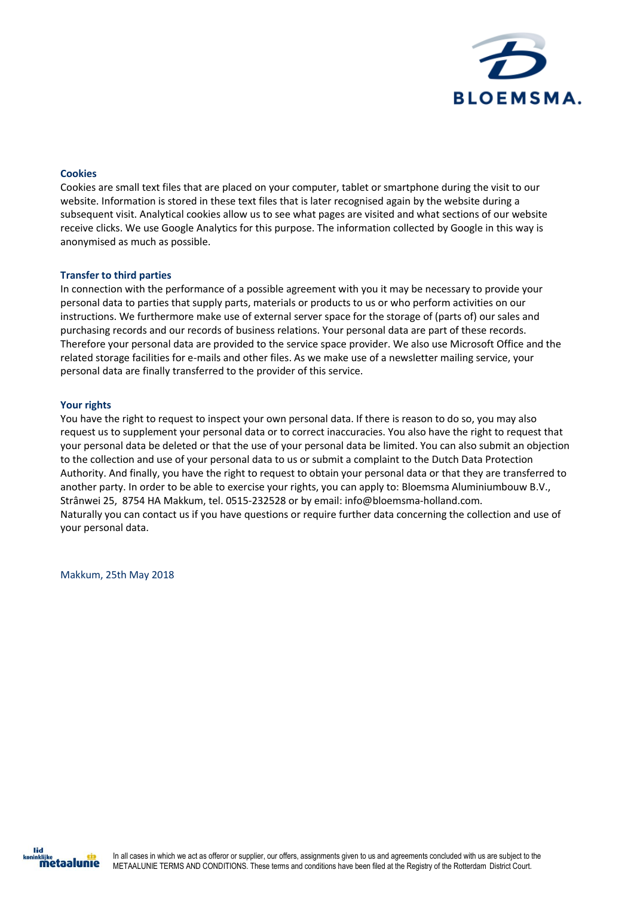## Cookies

Cookies are small text files that are placed on your computer, tablet or smartphone during the visit to our website. Information is stored in these text files that is later recognised again by the website during a subsequent visit. Analytical cookies allow us to see what pages are visited and what sections of our website receive clicks. We use Google Analytics for this purpose. The information collected by Google in this way is anonymised as much as possible.

## Transfer to third parties

In connection with the performance of a possible agreement with you it may be necessary to provide your personal data to parties that supply parts, materials or products to us or who perform activities on our instructions. We furthermore make use of external server space for the storage of (parts of) our sales and purchasing records and our records of business relations. Your personal data are part of these records. Therefore your personal data are provided to the service space provider. We also use Microsoft Office and the related storage facilities for e-mails and other files. As we make use of a newsletter mailing service, your personal data are finally transferred to the provider of this service.

## Your rights

You have the right to request to inspect your own personal data. If there is reason to do so, you may also request us to supplement your personal data or to correct inaccuracies. You also have the right to request that your personal data be deleted or that the use of your personal data be limited. You can also submit an objection to the collection and use of your personal data to us or submit a complaint to the Dutch Data Protection Authority. And finally, you have the right to request to obtain your personal data or that they are transferred to another party. In order to be able to exercise your rights, you can apply to: Bloemsma Aluminiumbouw B.V., Strânwei 25, 8754 HA Makkum, tel. 0515-232528 or by email: info@bloemsma-holland.com.
Naturally you can contact us if you have questions or require further data concerning the collection and use of your personal data.

Makkum, 25th May 2018

In all cases in which we act as offeror or supplier, our offers, assignments given to us and agreements concluded with us are subject to the METAALUNIE TERMS AND CONDITIONS. These terms and conditions have been filed at the Registry of the Rotterdam District Court.